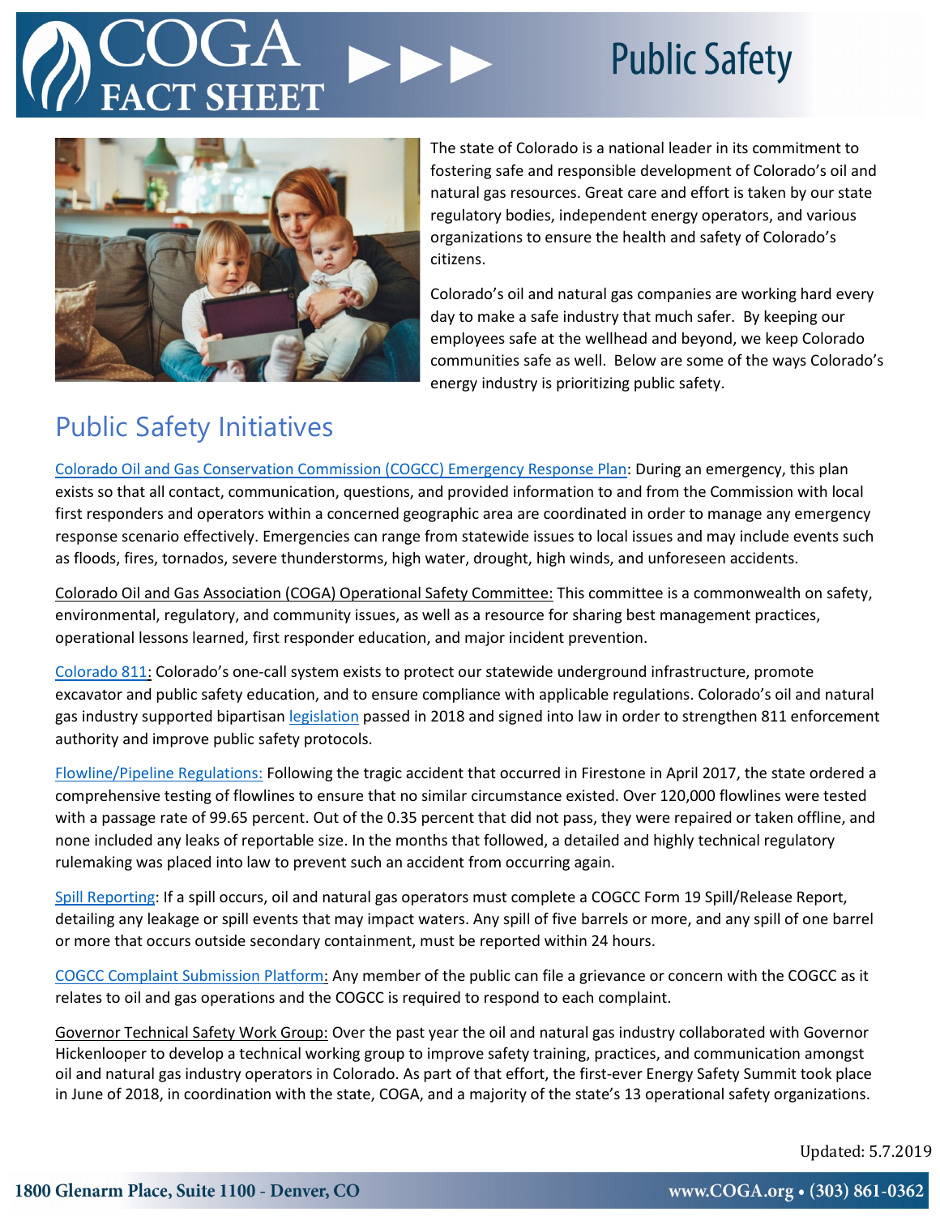# COGA FACT SHEET

# Public Safety

The state of Colorado is a national leader in its commitment to fostering safe and responsible development of Colorado's oil and natural gas resources. Great care and effort is taken by our state regulatory bodies, independent energy operators, and various organizations to ensure the health and safety of Colorado's citizens.

Colorado's oil and natural gas companies are working hard every day to make a safe industry that much safer. By keeping our employees safe at the wellhead and beyond, we keep Colorado communities safe as well. Below are some of the ways Colorado's energy industry is prioritizing public safety.

## Public Safety Initiatives

Colorado Oil and Gas Conservation Commission (COGCC) Emergency Response Plan: During an emergency, this plan exists so that all contact, communication, questions, and provided information to and from the Commission with local first responders and operators within a concerned geographic area are coordinated in order to manage any emergency response scenario effectively. Emergencies can range from statewide issues to local issues and may include events such as floods, fires, tornados, severe thunderstorms, high water, drought, high winds, and unforeseen accidents.

Colorado Oil and Gas Association (COGA) Operational Safety Committee: This committee is a commonwealth on safety, environmental, regulatory, and community issues, as well as a resource for sharing best management practices, operational lessons learned, first responder education, and major incident prevention.

Colorado 811: Colorado's one-call system exists to protect our statewide underground infrastructure, promote excavator and public safety education, and to ensure compliance with applicable regulations. Colorado's oil and natural gas industry supported bipartisan legislation passed in 2018 and signed into law in order to strengthen 811 enforcement authority and improve public safety protocols.

Flowline/Pipeline Regulations: Following the tragic accident that occurred in Firestone in April 2017, the state ordered a comprehensive testing of flowlines to ensure that no similar circumstance existed. Over 120,000 flowlines were tested with a passage rate of 99.65 percent. Out of the 0.35 percent that did not pass, they were repaired or taken offline, and none included any leaks of reportable size. In the months that followed, a detailed and highly technical regulatory rulemaking was placed into law to prevent such an accident from occurring again.

Spill Reporting: If a spill occurs, oil and natural gas operators must complete a COGCC Form 19 Spill/Release Report, detailing any leakage or spill events that may impact waters. Any spill of five barrels or more, and any spill of one barrel or more that occurs outside secondary containment, must be reported within 24 hours.

COGCC Complaint Submission Platform: Any member of the public can file a grievance or concern with the COGCC as it relates to oil and gas operations and the COGCC is required to respond to each complaint.

Governor Technical Safety Work Group: Over the past year the oil and natural gas industry collaborated with Governor Hickenlooper to develop a technical working group to improve safety training, practices, and communication amongst oil and natural gas industry operators in Colorado. As part of that effort, the first-ever Energy Safety Summit took place in June of 2018, in coordination with the state, COGA, and a majority of the state's 13 operational safety organizations.

Updated: 5.7.2019

1800 Glenarm Place, Suite 1100 - Denver, CO

www.COGA.org • (303) 861-0362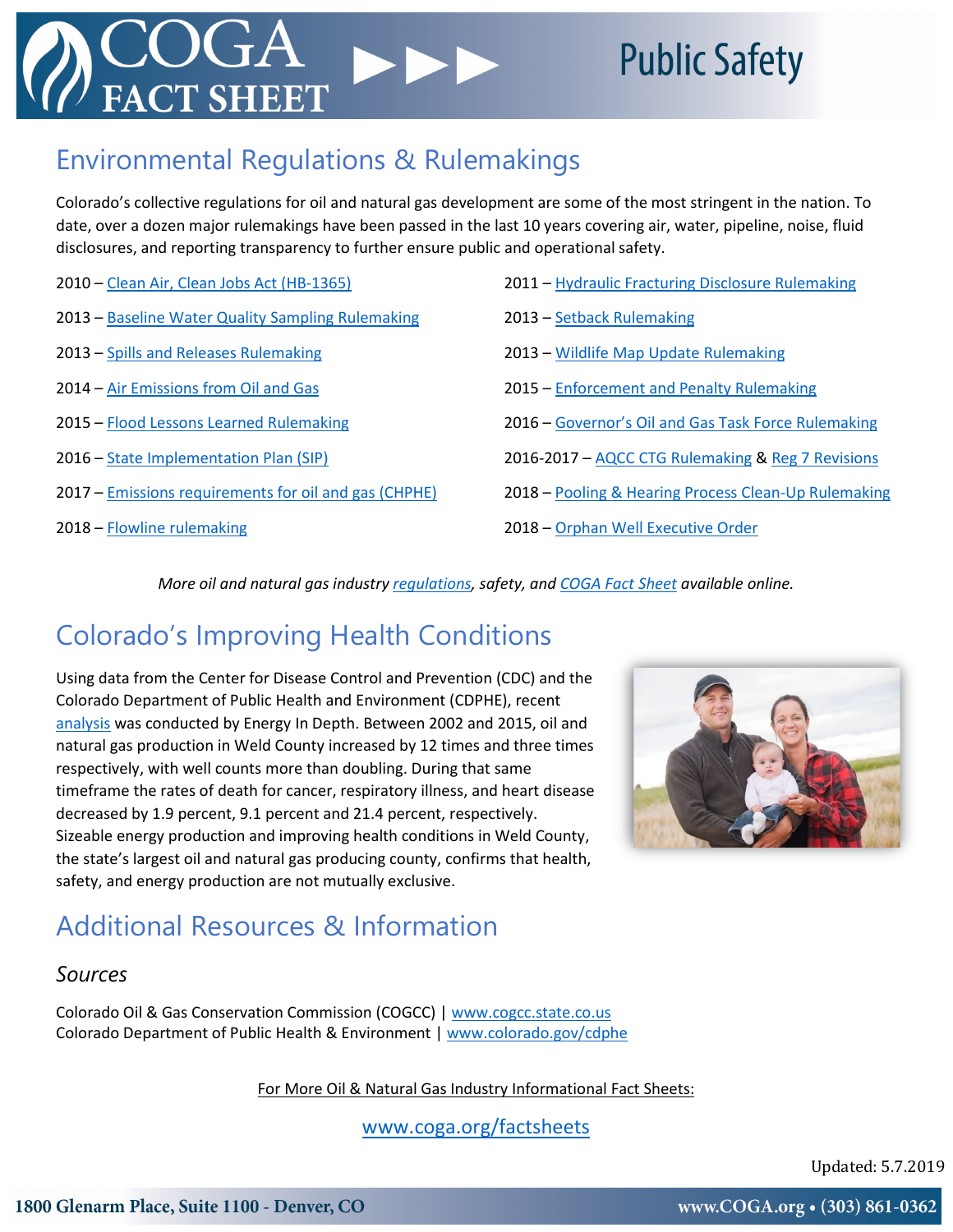# COGA FACT SHEET — Public Safety

## Environmental Regulations & Rulemakings

Colorado's collective regulations for oil and natural gas development are some of the most stringent in the nation. To date, over a dozen major rulemakings have been passed in the last 10 years covering air, water, pipeline, noise, fluid disclosures, and reporting transparency to further ensure public and operational safety.

- 2010 – Clean Air, Clean Jobs Act (HB-1365)
- 2011 – Hydraulic Fracturing Disclosure Rulemaking
- 2013 – Baseline Water Quality Sampling Rulemaking
- 2013 – Setback Rulemaking
- 2013 – Spills and Releases Rulemaking
- 2013 – Wildlife Map Update Rulemaking
- 2014 – Air Emissions from Oil and Gas
- 2015 – Enforcement and Penalty Rulemaking
- 2015 – Flood Lessons Learned Rulemaking
- 2016 – Governor's Oil and Gas Task Force Rulemaking
- 2016 – State Implementation Plan (SIP)
- 2016-2017 – AQCC CTG Rulemaking & Reg 7 Revisions
- 2017 – Emissions requirements for oil and gas (CHPHE)
- 2018 – Pooling & Hearing Process Clean-Up Rulemaking
- 2018 – Flowline rulemaking
- 2018 – Orphan Well Executive Order

*More oil and natural gas industry regulations, safety, and COGA Fact Sheet available online.*

## Colorado's Improving Health Conditions

Using data from the Center for Disease Control and Prevention (CDC) and the Colorado Department of Public Health and Environment (CDPHE), recent analysis was conducted by Energy In Depth. Between 2002 and 2015, oil and natural gas production in Weld County increased by 12 times and three times respectively, with well counts more than doubling. During that same timeframe the rates of death for cancer, respiratory illness, and heart disease decreased by 1.9 percent, 9.1 percent and 21.4 percent, respectively. Sizeable energy production and improving health conditions in Weld County, the state's largest oil and natural gas producing county, confirms that health, safety, and energy production are not mutually exclusive.

## Additional Resources & Information

### *Sources*

Colorado Oil & Gas Conservation Commission (COGCC) | www.cogcc.state.co.us
Colorado Department of Public Health & Environment | www.colorado.gov/cdphe

For More Oil & Natural Gas Industry Informational Fact Sheets:

www.coga.org/factsheets

Updated: 5.7.2019

1800 Glenarm Place, Suite 1100 - Denver, CO

www.COGA.org • (303) 861-0362